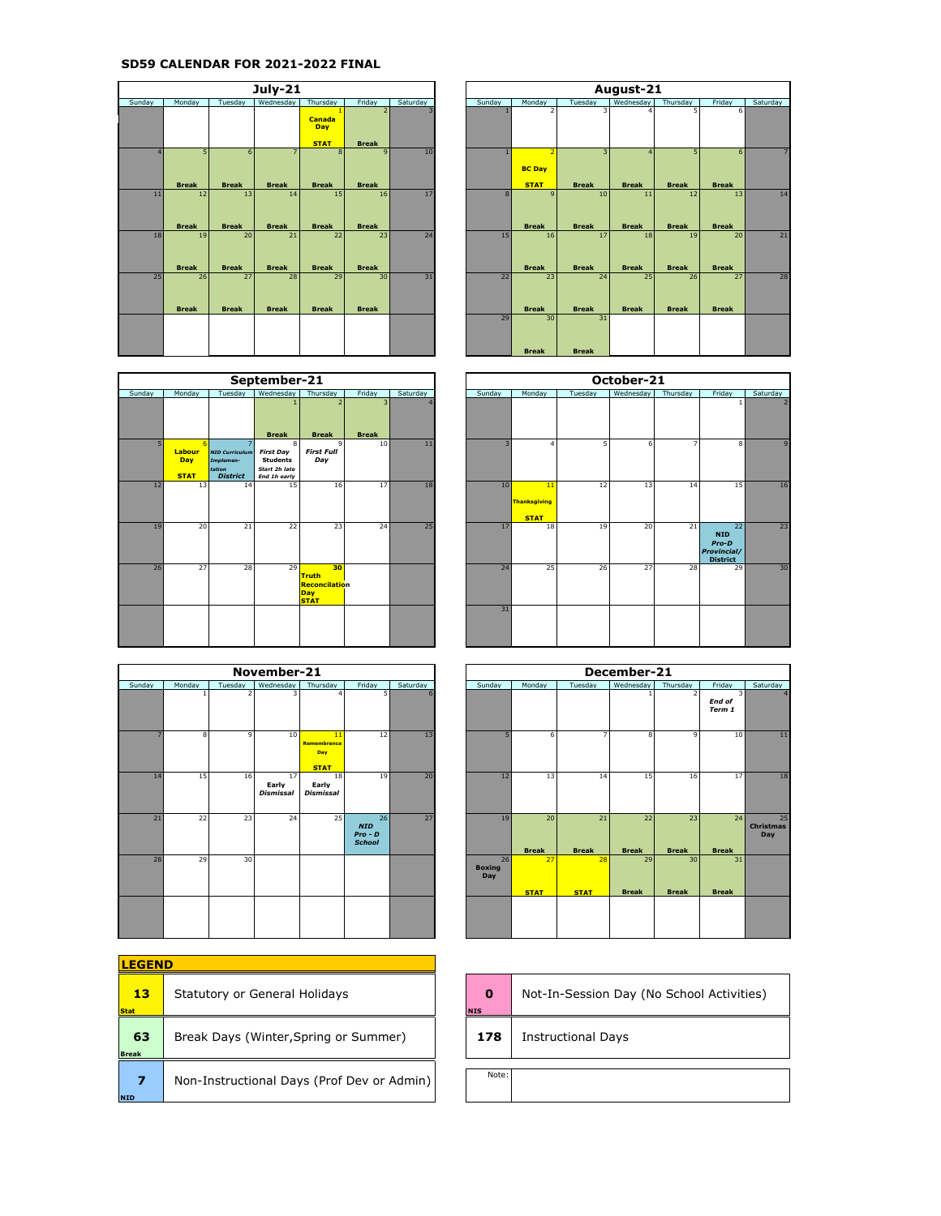# SD59 CALENDAR FOR 2021-2022 FINAL

## July-21

| Sunday | Monday | Tuesday | Wednesday | Thursday | Friday | Saturday |
|---|---|---|---|---|---|---|
| | | | | 1 Canada Day STAT | 2 Break | 3 |
| 4 | 5 Break | 6 Break | 7 Break | 8 Break | 9 Break | 10 |
| 11 | 12 Break | 13 Break | 14 Break | 15 Break | 16 Break | 17 |
| 18 | 19 Break | 20 Break | 21 Break | 22 Break | 23 Break | 24 |
| 25 | 26 Break | 27 Break | 28 Break | 29 Break | 30 Break | 31 |

## August-21

| Sunday | Monday | Tuesday | Wednesday | Thursday | Friday | Saturday |
|---|---|---|---|---|---|---|
| 1 | 2 | 3 | 4 | 5 | 6 | |
| 1 | 2 BC Day STAT | 3 Break | 4 Break | 5 Break | 6 Break | 7 |
| 8 | 9 Break | 10 Break | 11 Break | 12 Break | 13 Break | 14 |
| 15 | 16 Break | 17 Break | 18 Break | 19 Break | 20 Break | 21 |
| 22 | 23 Break | 24 Break | 25 Break | 26 Break | 27 Break | 28 |
| 29 | 30 Break | 31 Break | | | | |

## September-21

| Sunday | Monday | Tuesday | Wednesday | Thursday | Friday | Saturday |
|---|---|---|---|---|---|---|
| | | | 1 Break | 2 Break | 3 Break | 4 |
| 5 | 6 Labour Day STAT | 7 *NID Curriculum Implementation District* | 8 *First Day* Students *Start 2h late End 1h early* | 9 *First Full Day* | 10 | 11 |
| 12 | 13 | 14 | 15 | 16 | 17 | 18 |
| 19 | 20 | 21 | 22 | 23 | 24 | 25 |
| 26 | 27 | 28 | 29 | 30 Truth Reconciliation Day STAT | | |

## October-21

| Sunday | Monday | Tuesday | Wednesday | Thursday | Friday | Saturday |
|---|---|---|---|---|---|---|
| | | | | | 1 | 2 |
| 3 | 4 | 5 | 6 | 7 | 8 | 9 |
| 10 | 11 Thanksgiving STAT | 12 | 13 | 14 | 15 | 16 |
| 17 | 18 | 19 | 20 | 21 | 22 NID *Pro-D Provincial/ District* | 23 |
| 24 | 25 | 26 | 27 | 28 | 29 | 30 |
| 31 | | | | | | |

## November-21

| Sunday | Monday | Tuesday | Wednesday | Thursday | Friday | Saturday |
|---|---|---|---|---|---|---|
| | 1 | 2 | 3 | 4 | 5 | 6 |
| 7 | 8 | 9 | 10 | 11 Remembrance Day STAT | 12 | 13 |
| 14 | 15 | 16 | 17 Early *Dismissal* | 18 Early *Dismissal* | 19 | 20 |
| 21 | 22 | 23 | 24 | 25 | 26 *NID Pro - D School* | 27 |
| 28 | 29 | 30 | | | | |

## December-21

| Sunday | Monday | Tuesday | Wednesday | Thursday | Friday | Saturday |
|---|---|---|---|---|---|---|
| | | | 1 | 2 | 3 *End of Term 1* | 4 |
| 5 | 6 | 7 | 8 | 9 | 10 | 11 |
| 12 | 13 | 14 | 15 | 16 | 17 | 18 |
| 19 | 20 Break | 21 Break | 22 Break | 23 Break | 24 Break | 25 Christmas Day |
| 26 Boxing Day | 27 STAT | 28 STAT | 29 Break | 30 Break | 31 Break | |

## LEGEND

| Count | Description |
|---|---|
| 13 (Stat) | Statutory or General Holidays |
| 63 (Break) | Break Days (Winter,Spring or Summer) |
| 7 (NID) | Non-Instructional Days (Prof Dev or Admin) |
| 0 (NIS) | Not-In-Session Day (No School Activities) |
| 178 | Instructional Days |
| Note: | |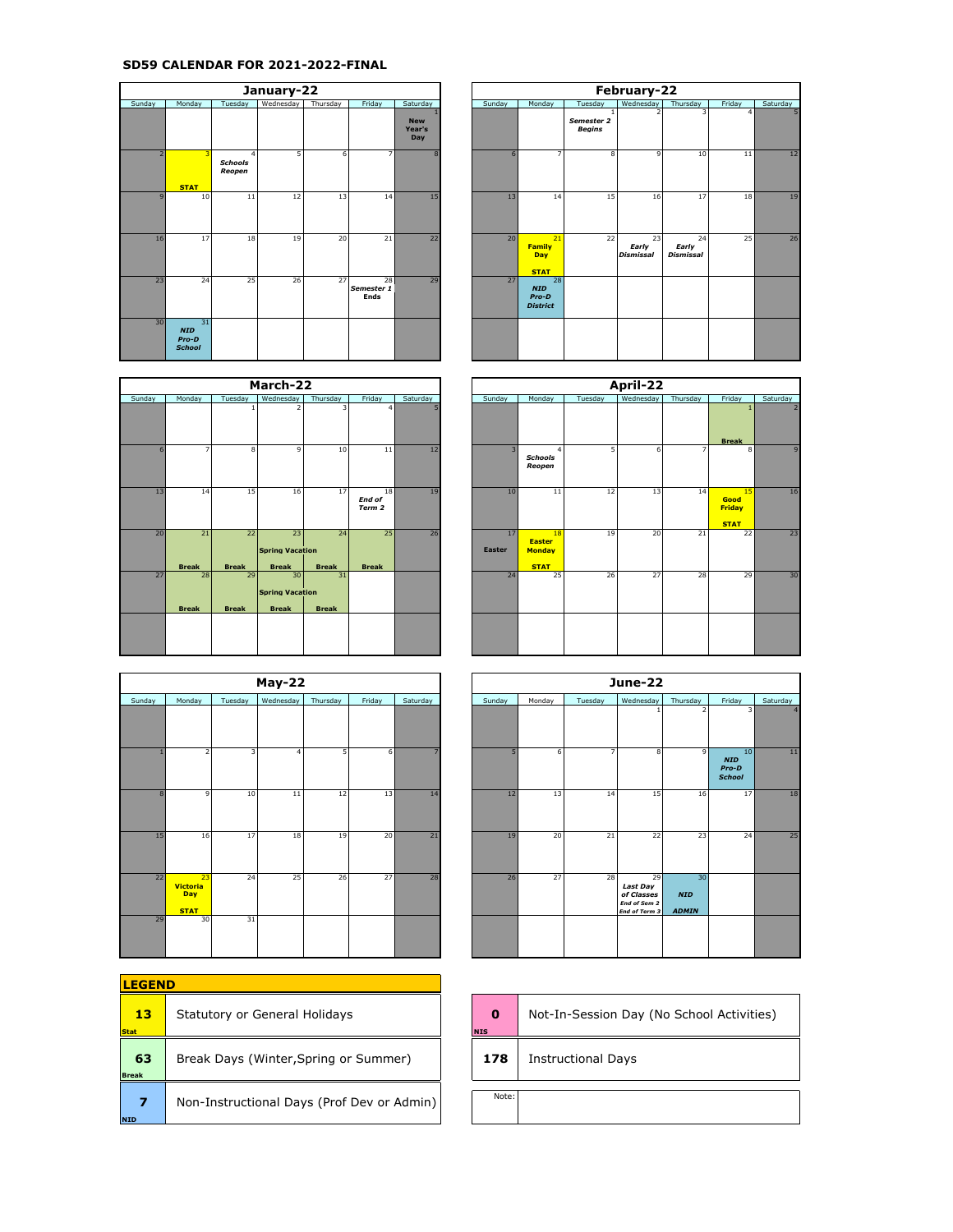# SD59 CALENDAR FOR 2021-2022-FINAL

## January-22

| Sunday | Monday | Tuesday | Wednesday | Thursday | Friday | Saturday |
|---|---|---|---|---|---|---|
| | | | | | | 1 New Year's Day |
| 2 | 3 STAT | 4 Schools Reopen | 5 | 6 | 7 | 8 |
| 9 | 10 | 11 | 12 | 13 | 14 | 15 |
| 16 | 17 | 18 | 19 | 20 | 21 | 22 |
| 23 | 24 | 25 | 26 | 27 | 28 Semester 1 Ends | 29 |
| 30 | 31 NID Pro-D School | | | | | |

## February-22

| Sunday | Monday | Tuesday | Wednesday | Thursday | Friday | Saturday |
|---|---|---|---|---|---|---|
| | | 1 Semester 2 Begins | 2 | 3 | 4 | 5 |
| 6 | 7 | 8 | 9 | 10 | 11 | 12 |
| 13 | 14 | 15 | 16 | 17 | 18 | 19 |
| 20 | 21 Family Day STAT | 22 | 23 Early Dismissal | 24 Early Dismissal | 25 | 26 |
| 27 | 28 NID Pro-D District | | | | | |

## March-22

| Sunday | Monday | Tuesday | Wednesday | Thursday | Friday | Saturday |
|---|---|---|---|---|---|---|
| | | 1 | 2 | 3 | 4 | 5 |
| 6 | 7 | 8 | 9 | 10 | 11 | 12 |
| 13 | 14 | 15 | 16 | 17 | 18 End of Term 2 | 19 |
| 20 | 21 Break | 22 Break | 23 Spring Vacation Break | 24 Break | 25 Break | 26 |
| 27 | 28 Break | 29 Break | 30 Spring Vacation Break | 31 Break | | |

## April-22

| Sunday | Monday | Tuesday | Wednesday | Thursday | Friday | Saturday |
|---|---|---|---|---|---|---|
| | | | | | 1 Break | 2 |
| 3 | 4 Schools Reopen | 5 | 6 | 7 | 8 | 9 |
| 10 | 11 | 12 | 13 | 14 | 15 Good Friday STAT | 16 |
| 17 Easter | 18 Easter Monday STAT | 19 | 20 | 21 | 22 | 23 |
| 24 | 25 | 26 | 27 | 28 | 29 | 30 |

## May-22

| Sunday | Monday | Tuesday | Wednesday | Thursday | Friday | Saturday |
|---|---|---|---|---|---|---|
| 1 | 2 | 3 | 4 | 5 | 6 | 7 |
| 8 | 9 | 10 | 11 | 12 | 13 | 14 |
| 15 | 16 | 17 | 18 | 19 | 20 | 21 |
| 22 | 23 Victoria Day STAT | 24 | 25 | 26 | 27 | 28 |
| 29 | 30 | 31 | | | | |

## June-22

| Sunday | Monday | Tuesday | Wednesday | Thursday | Friday | Saturday |
|---|---|---|---|---|---|---|
| | | | 1 | 2 | 3 | 4 |
| 5 | 6 | 7 | 8 | 9 | 10 NID Pro-D School | 11 |
| 12 | 13 | 14 | 15 | 16 | 17 | 18 |
| 19 | 20 | 21 | 22 | 23 | 24 | 25 |
| 26 | 27 | 28 | 29 Last Day of Classes End of Sem 2 End of Term 3 | 30 NID ADMIN | | |

## LEGEND

| | |
|---|---|
| 13 Stat | Statutory or General Holidays |
| 63 Break | Break Days (Winter,Spring or Summer) |
| 7 NID | Non-Instructional Days (Prof Dev or Admin) |
| 0 NIS | Not-In-Session Day (No School Activities) |
| 178 | Instructional Days |
| Note: | |